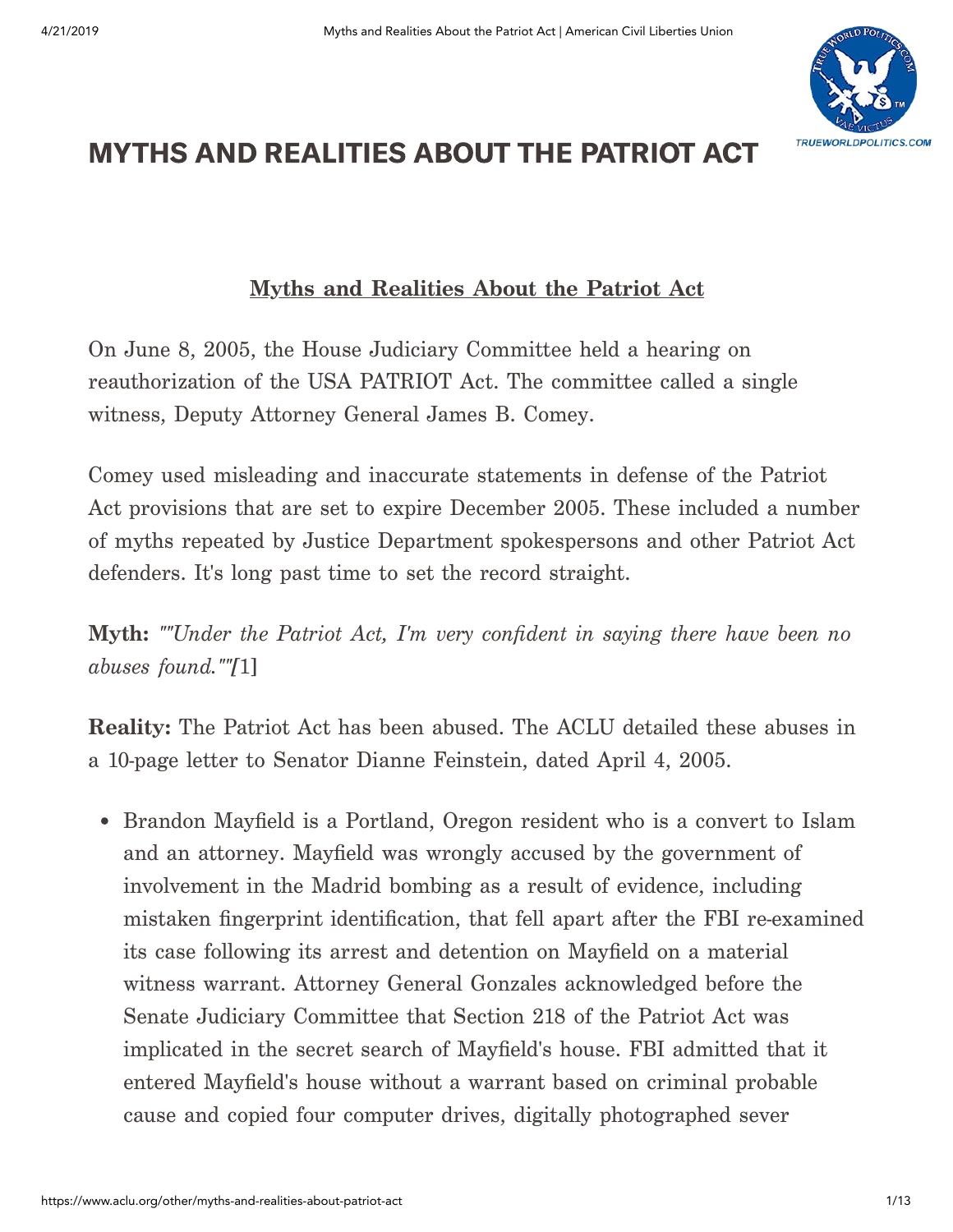# MYTHS AND REALITIES ABOUT THE PATRIOT ACT

**Myths and Realities About the Patriot Act**

On June 8, 2005, the House Judiciary Committee held a hearing on reauthorization of the USA PATRIOT Act. The committee called a single witness, Deputy Attorney General James B. Comey.

Comey used misleading and inaccurate statements in defense of the Patriot Act provisions that are set to expire December 2005. These included a number of myths repeated by Justice Department spokespersons and other Patriot Act defenders. It's long past time to set the record straight.

**Myth:** *""Under the Patriot Act, I'm very confident in saying there have been no abuses found.""*[1]

**Reality:** The Patriot Act has been abused. The ACLU detailed these abuses in a 10-page letter to Senator Dianne Feinstein, dated April 4, 2005.

- Brandon Mayfield is a Portland, Oregon resident who is a convert to Islam and an attorney. Mayfield was wrongly accused by the government of involvement in the Madrid bombing as a result of evidence, including mistaken fingerprint identification, that fell apart after the FBI re-examined its case following its arrest and detention on Mayfield on a material witness warrant. Attorney General Gonzales acknowledged before the Senate Judiciary Committee that Section 218 of the Patriot Act was implicated in the secret search of Mayfield's house. FBI admitted that it entered Mayfield's house without a warrant based on criminal probable cause and copied four computer drives, digitally photographed sever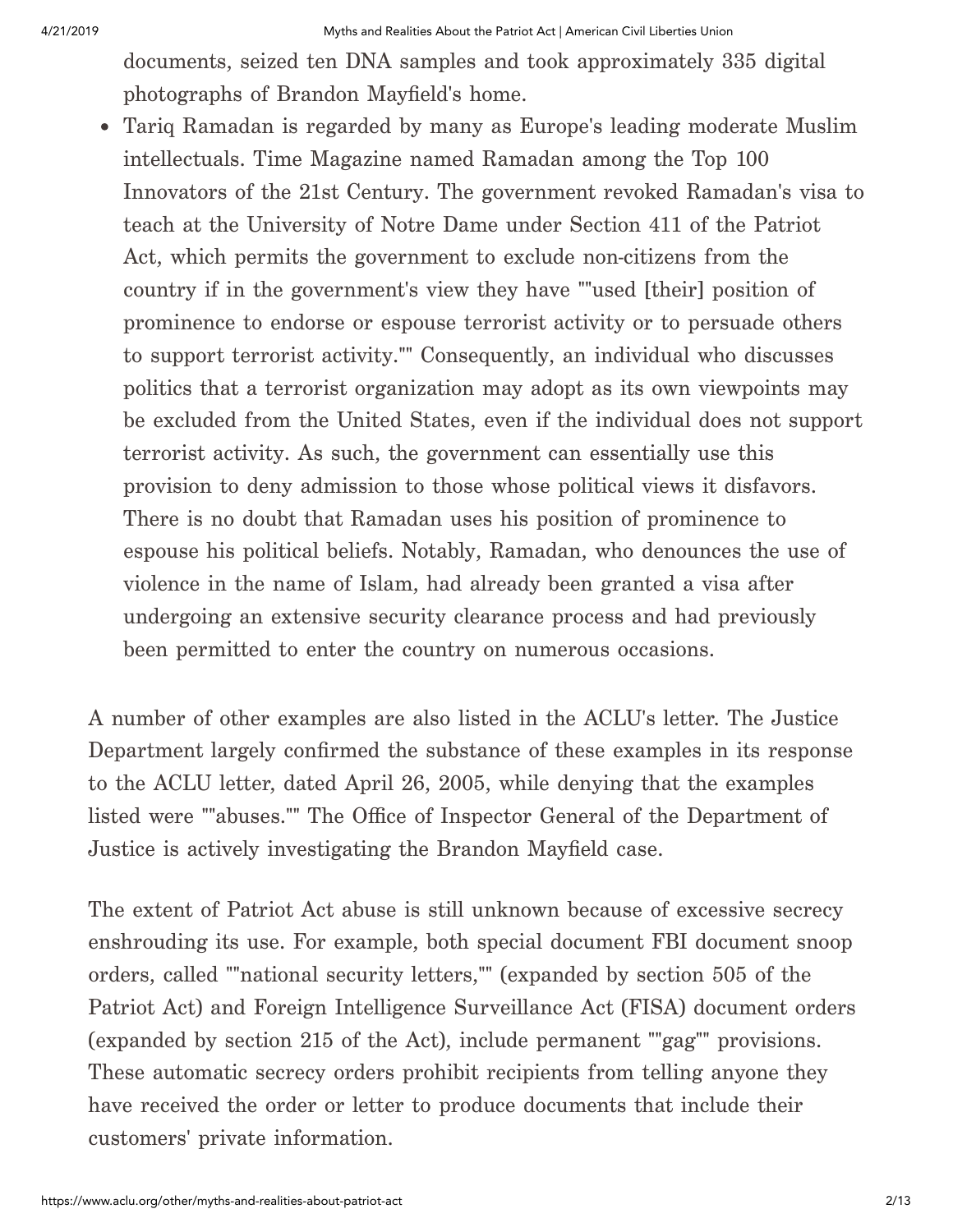documents, seized ten DNA samples and took approximately 335 digital photographs of Brandon Mayfield's home.

- Tariq Ramadan is regarded by many as Europe's leading moderate Muslim intellectuals. Time Magazine named Ramadan among the Top 100 Innovators of the 21st Century. The government revoked Ramadan's visa to teach at the University of Notre Dame under Section 411 of the Patriot Act, which permits the government to exclude non-citizens from the country if in the government's view they have ""used [their] position of prominence to endorse or espouse terrorist activity or to persuade others to support terrorist activity."" Consequently, an individual who discusses politics that a terrorist organization may adopt as its own viewpoints may be excluded from the United States, even if the individual does not support terrorist activity. As such, the government can essentially use this provision to deny admission to those whose political views it disfavors. There is no doubt that Ramadan uses his position of prominence to espouse his political beliefs. Notably, Ramadan, who denounces the use of violence in the name of Islam, had already been granted a visa after undergoing an extensive security clearance process and had previously been permitted to enter the country on numerous occasions.

A number of other examples are also listed in the ACLU's letter. The Justice Department largely confirmed the substance of these examples in its response to the ACLU letter, dated April 26, 2005, while denying that the examples listed were ""abuses."" The Office of Inspector General of the Department of Justice is actively investigating the Brandon Mayfield case.

The extent of Patriot Act abuse is still unknown because of excessive secrecy enshrouding its use. For example, both special document FBI document snoop orders, called ""national security letters,"" (expanded by section 505 of the Patriot Act) and Foreign Intelligence Surveillance Act (FISA) document orders (expanded by section 215 of the Act), include permanent ""gag"" provisions. These automatic secrecy orders prohibit recipients from telling anyone they have received the order or letter to produce documents that include their customers' private information.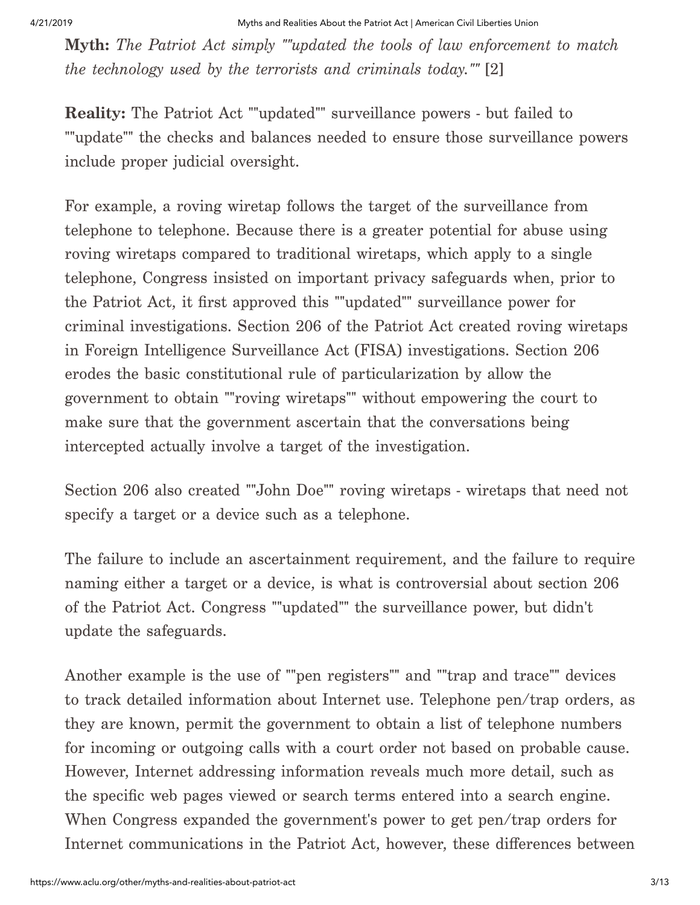**Myth:** *The Patriot Act simply ""updated the tools of law enforcement to match the technology used by the terrorists and criminals today.""* [2]

**Reality:** The Patriot Act ""updated"" surveillance powers - but failed to ""update"" the checks and balances needed to ensure those surveillance powers include proper judicial oversight.

For example, a roving wiretap follows the target of the surveillance from telephone to telephone. Because there is a greater potential for abuse using roving wiretaps compared to traditional wiretaps, which apply to a single telephone, Congress insisted on important privacy safeguards when, prior to the Patriot Act, it first approved this ""updated"" surveillance power for criminal investigations. Section 206 of the Patriot Act created roving wiretaps in Foreign Intelligence Surveillance Act (FISA) investigations. Section 206 erodes the basic constitutional rule of particularization by allow the government to obtain ""roving wiretaps"" without empowering the court to make sure that the government ascertain that the conversations being intercepted actually involve a target of the investigation.

Section 206 also created ""John Doe"" roving wiretaps - wiretaps that need not specify a target or a device such as a telephone.

The failure to include an ascertainment requirement, and the failure to require naming either a target or a device, is what is controversial about section 206 of the Patriot Act. Congress ""updated"" the surveillance power, but didn't update the safeguards.

Another example is the use of ""pen registers"" and ""trap and trace"" devices to track detailed information about Internet use. Telephone pen/trap orders, as they are known, permit the government to obtain a list of telephone numbers for incoming or outgoing calls with a court order not based on probable cause. However, Internet addressing information reveals much more detail, such as the specific web pages viewed or search terms entered into a search engine. When Congress expanded the government's power to get pen/trap orders for Internet communications in the Patriot Act, however, these differences between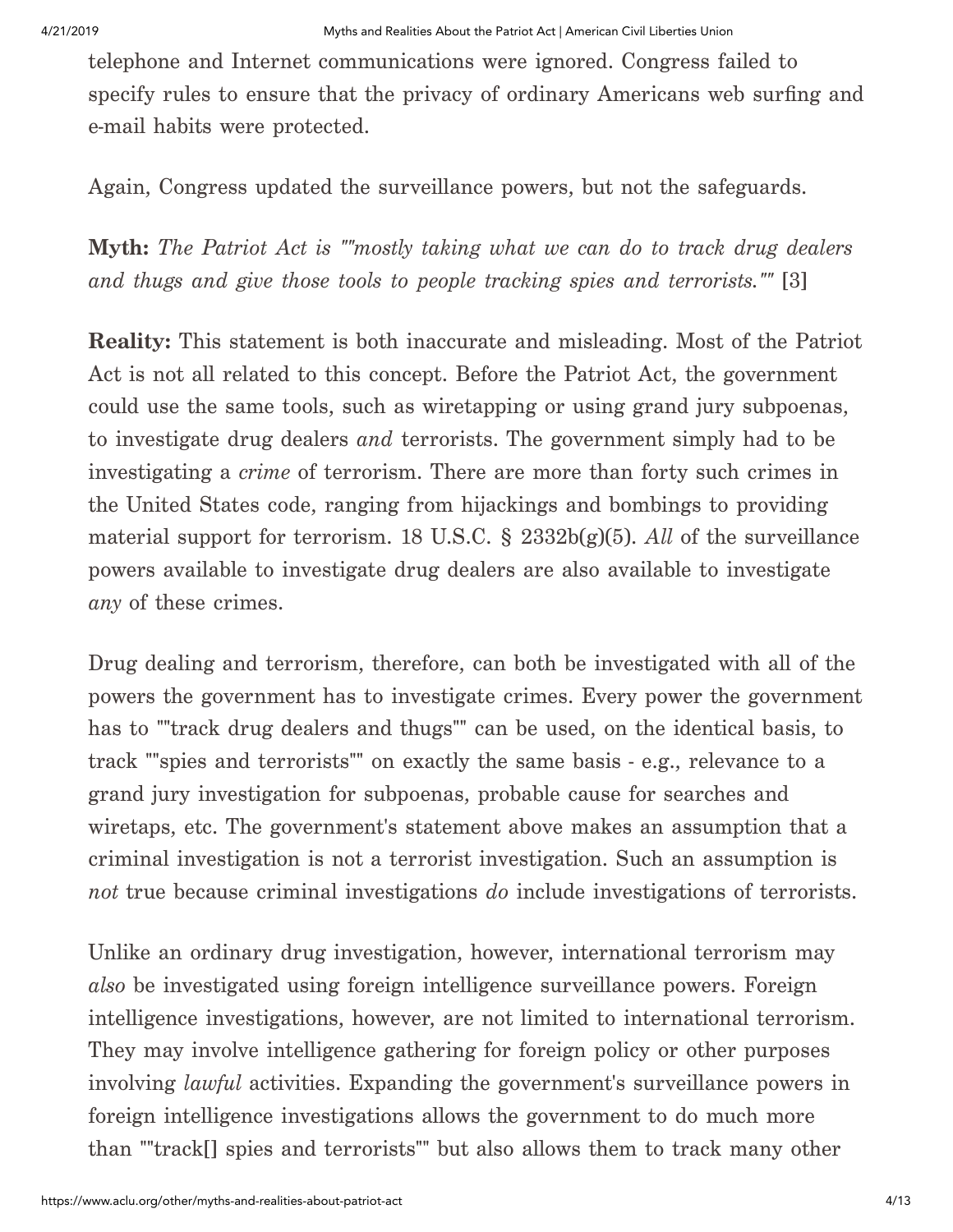telephone and Internet communications were ignored. Congress failed to specify rules to ensure that the privacy of ordinary Americans web surfing and e-mail habits were protected.

Again, Congress updated the surveillance powers, but not the safeguards.

**Myth:** *The Patriot Act is ""mostly taking what we can do to track drug dealers and thugs and give those tools to people tracking spies and terrorists.""* [3]

**Reality:** This statement is both inaccurate and misleading. Most of the Patriot Act is not all related to this concept. Before the Patriot Act, the government could use the same tools, such as wiretapping or using grand jury subpoenas, to investigate drug dealers *and* terrorists. The government simply had to be investigating a *crime* of terrorism. There are more than forty such crimes in the United States code, ranging from hijackings and bombings to providing material support for terrorism. 18 U.S.C. § 2332b(g)(5). *All* of the surveillance powers available to investigate drug dealers are also available to investigate *any* of these crimes.

Drug dealing and terrorism, therefore, can both be investigated with all of the powers the government has to investigate crimes. Every power the government has to ""track drug dealers and thugs"" can be used, on the identical basis, to track ""spies and terrorists"" on exactly the same basis - e.g., relevance to a grand jury investigation for subpoenas, probable cause for searches and wiretaps, etc. The government's statement above makes an assumption that a criminal investigation is not a terrorist investigation. Such an assumption is *not* true because criminal investigations *do* include investigations of terrorists.

Unlike an ordinary drug investigation, however, international terrorism may *also* be investigated using foreign intelligence surveillance powers. Foreign intelligence investigations, however, are not limited to international terrorism. They may involve intelligence gathering for foreign policy or other purposes involving *lawful* activities. Expanding the government's surveillance powers in foreign intelligence investigations allows the government to do much more than ""track[] spies and terrorists"" but also allows them to track many other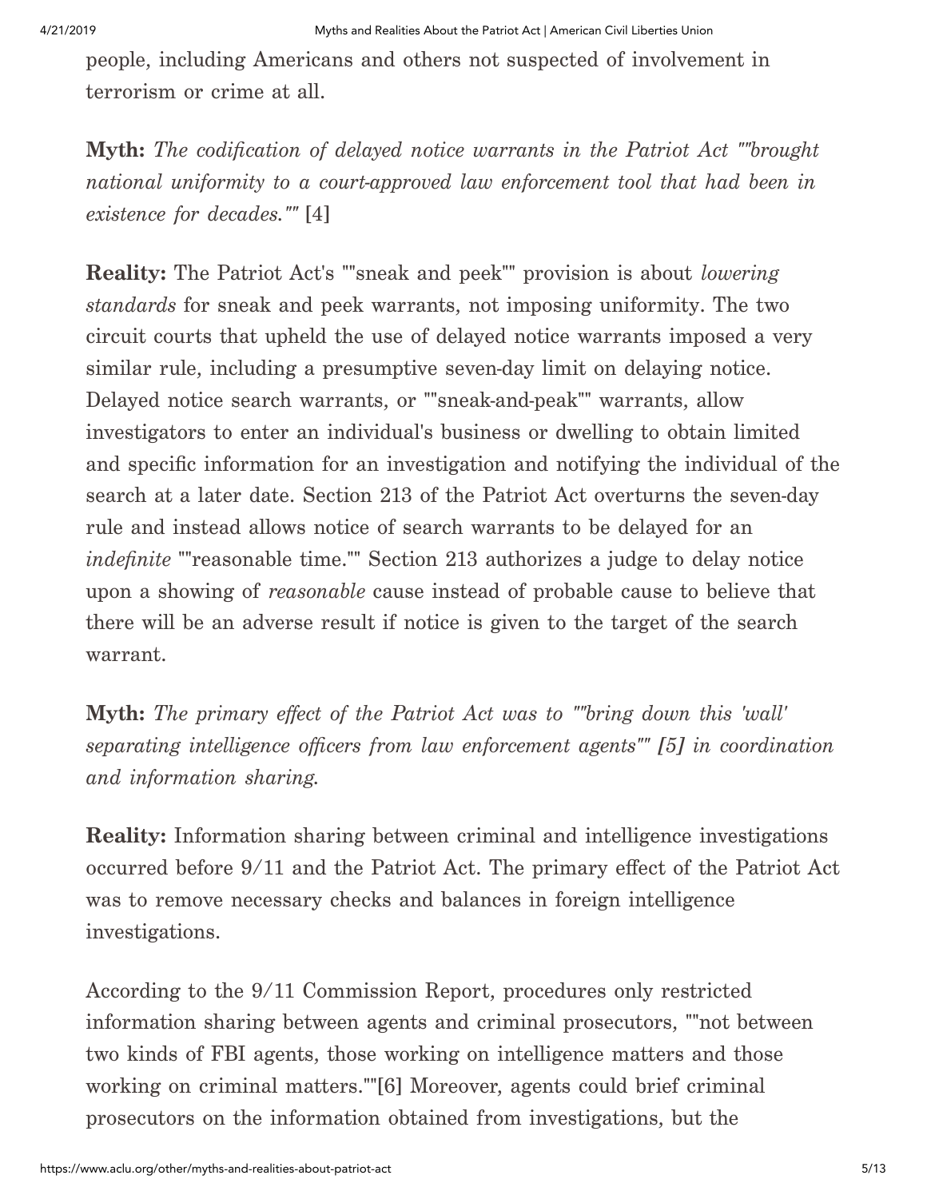people, including Americans and others not suspected of involvement in terrorism or crime at all.

**Myth:** *The codification of delayed notice warrants in the Patriot Act ""brought national uniformity to a court-approved law enforcement tool that had been in existence for decades.""* [4]

**Reality:** The Patriot Act's ""sneak and peek"" provision is about *lowering standards* for sneak and peek warrants, not imposing uniformity. The two circuit courts that upheld the use of delayed notice warrants imposed a very similar rule, including a presumptive seven-day limit on delaying notice. Delayed notice search warrants, or ""sneak-and-peak"" warrants, allow investigators to enter an individual's business or dwelling to obtain limited and specific information for an investigation and notifying the individual of the search at a later date. Section 213 of the Patriot Act overturns the seven-day rule and instead allows notice of search warrants to be delayed for an *indefinite* ""reasonable time."" Section 213 authorizes a judge to delay notice upon a showing of *reasonable* cause instead of probable cause to believe that there will be an adverse result if notice is given to the target of the search warrant.

**Myth:** *The primary effect of the Patriot Act was to ""bring down this 'wall' separating intelligence officers from law enforcement agents"" [5] in coordination and information sharing.*

**Reality:** Information sharing between criminal and intelligence investigations occurred before 9/11 and the Patriot Act. The primary effect of the Patriot Act was to remove necessary checks and balances in foreign intelligence investigations.

According to the 9/11 Commission Report, procedures only restricted information sharing between agents and criminal prosecutors, ""not between two kinds of FBI agents, those working on intelligence matters and those working on criminal matters.""[6] Moreover, agents could brief criminal prosecutors on the information obtained from investigations, but the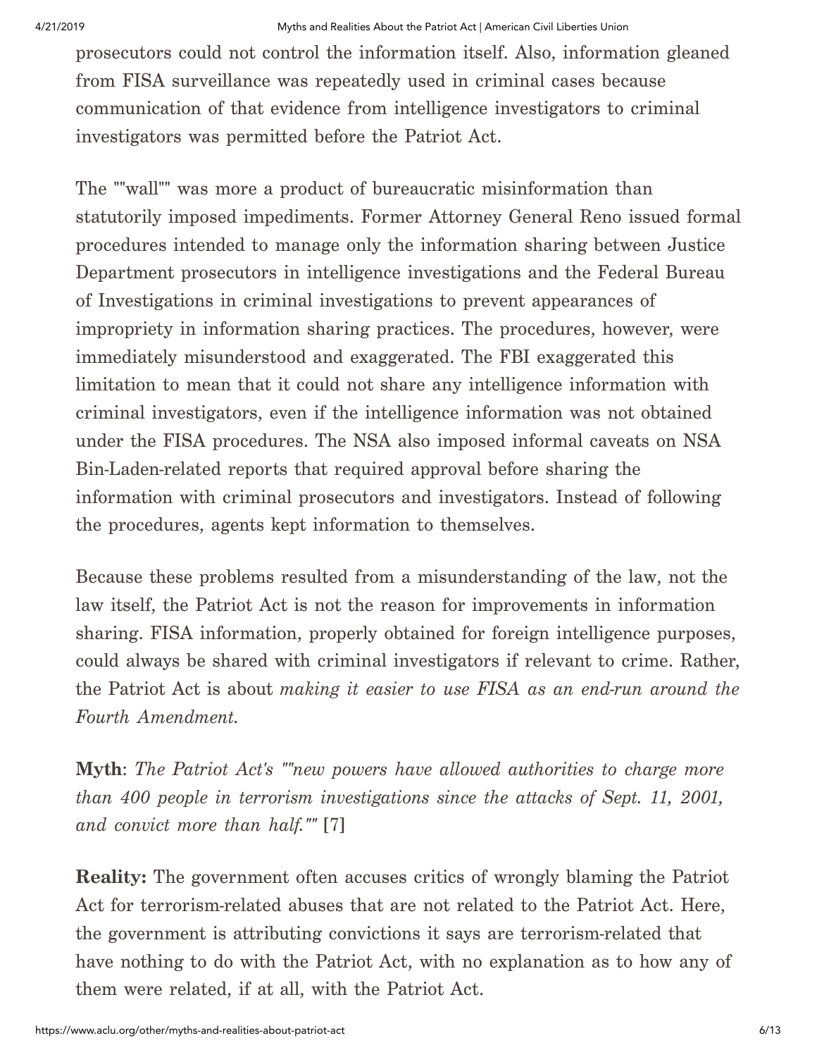prosecutors could not control the information itself. Also, information gleaned from FISA surveillance was repeatedly used in criminal cases because communication of that evidence from intelligence investigators to criminal investigators was permitted before the Patriot Act.

The ""wall"" was more a product of bureaucratic misinformation than statutorily imposed impediments. Former Attorney General Reno issued formal procedures intended to manage only the information sharing between Justice Department prosecutors in intelligence investigations and the Federal Bureau of Investigations in criminal investigations to prevent appearances of impropriety in information sharing practices. The procedures, however, were immediately misunderstood and exaggerated. The FBI exaggerated this limitation to mean that it could not share any intelligence information with criminal investigators, even if the intelligence information was not obtained under the FISA procedures. The NSA also imposed informal caveats on NSA Bin-Laden-related reports that required approval before sharing the information with criminal prosecutors and investigators. Instead of following the procedures, agents kept information to themselves.

Because these problems resulted from a misunderstanding of the law, not the law itself, the Patriot Act is not the reason for improvements in information sharing. FISA information, properly obtained for foreign intelligence purposes, could always be shared with criminal investigators if relevant to crime. Rather, the Patriot Act is about *making it easier to use FISA as an end-run around the Fourth Amendment.*

**Myth**: *The Patriot Act's ""new powers have allowed authorities to charge more than 400 people in terrorism investigations since the attacks of Sept. 11, 2001, and convict more than half.""* [7]

**Reality:** The government often accuses critics of wrongly blaming the Patriot Act for terrorism-related abuses that are not related to the Patriot Act. Here, the government is attributing convictions it says are terrorism-related that have nothing to do with the Patriot Act, with no explanation as to how any of them were related, if at all, with the Patriot Act.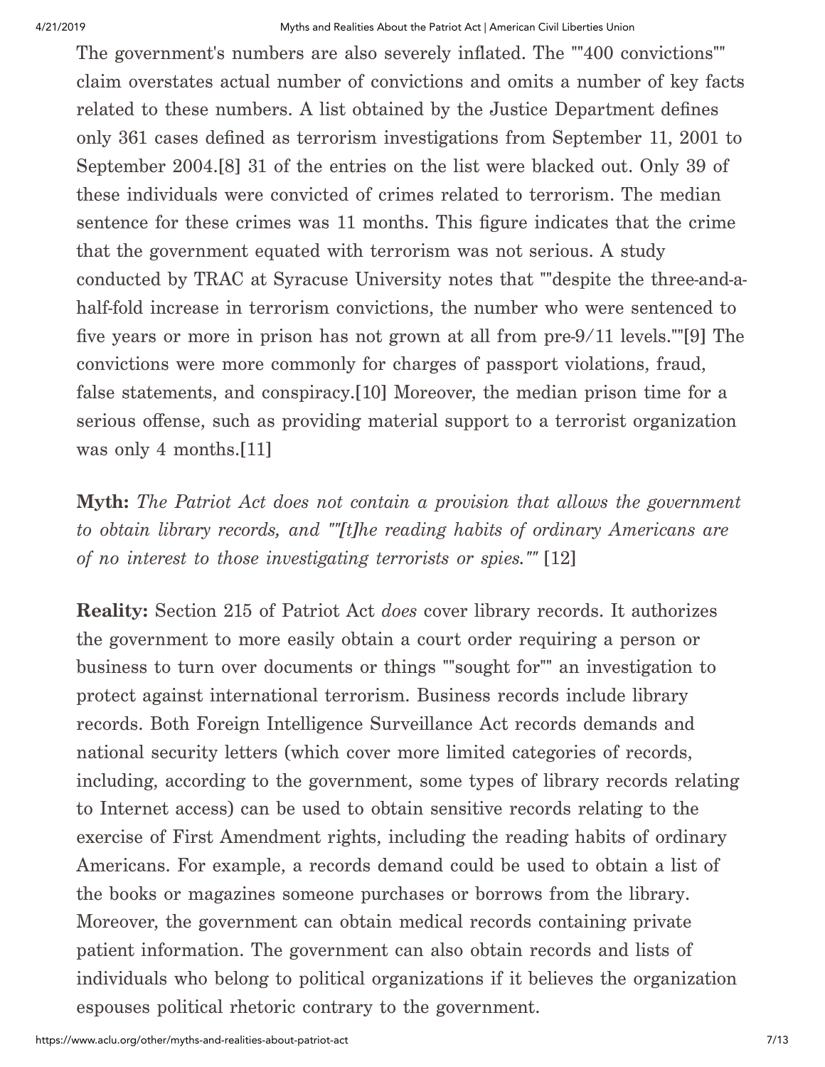The government's numbers are also severely inflated. The ""400 convictions"" claim overstates actual number of convictions and omits a number of key facts related to these numbers. A list obtained by the Justice Department defines only 361 cases defined as terrorism investigations from September 11, 2001 to September 2004.[8] 31 of the entries on the list were blacked out. Only 39 of these individuals were convicted of crimes related to terrorism. The median sentence for these crimes was 11 months. This figure indicates that the crime that the government equated with terrorism was not serious. A study conducted by TRAC at Syracuse University notes that ""despite the three-and-a-half-fold increase in terrorism convictions, the number who were sentenced to five years or more in prison has not grown at all from pre-9/11 levels.""[9] The convictions were more commonly for charges of passport violations, fraud, false statements, and conspiracy.[10] Moreover, the median prison time for a serious offense, such as providing material support to a terrorist organization was only 4 months.[11]

**Myth:** *The Patriot Act does not contain a provision that allows the government to obtain library records, and ""[t]he reading habits of ordinary Americans are of no interest to those investigating terrorists or spies.""* [12]

**Reality:** Section 215 of Patriot Act *does* cover library records. It authorizes the government to more easily obtain a court order requiring a person or business to turn over documents or things ""sought for"" an investigation to protect against international terrorism. Business records include library records. Both Foreign Intelligence Surveillance Act records demands and national security letters (which cover more limited categories of records, including, according to the government, some types of library records relating to Internet access) can be used to obtain sensitive records relating to the exercise of First Amendment rights, including the reading habits of ordinary Americans. For example, a records demand could be used to obtain a list of the books or magazines someone purchases or borrows from the library. Moreover, the government can obtain medical records containing private patient information. The government can also obtain records and lists of individuals who belong to political organizations if it believes the organization espouses political rhetoric contrary to the government.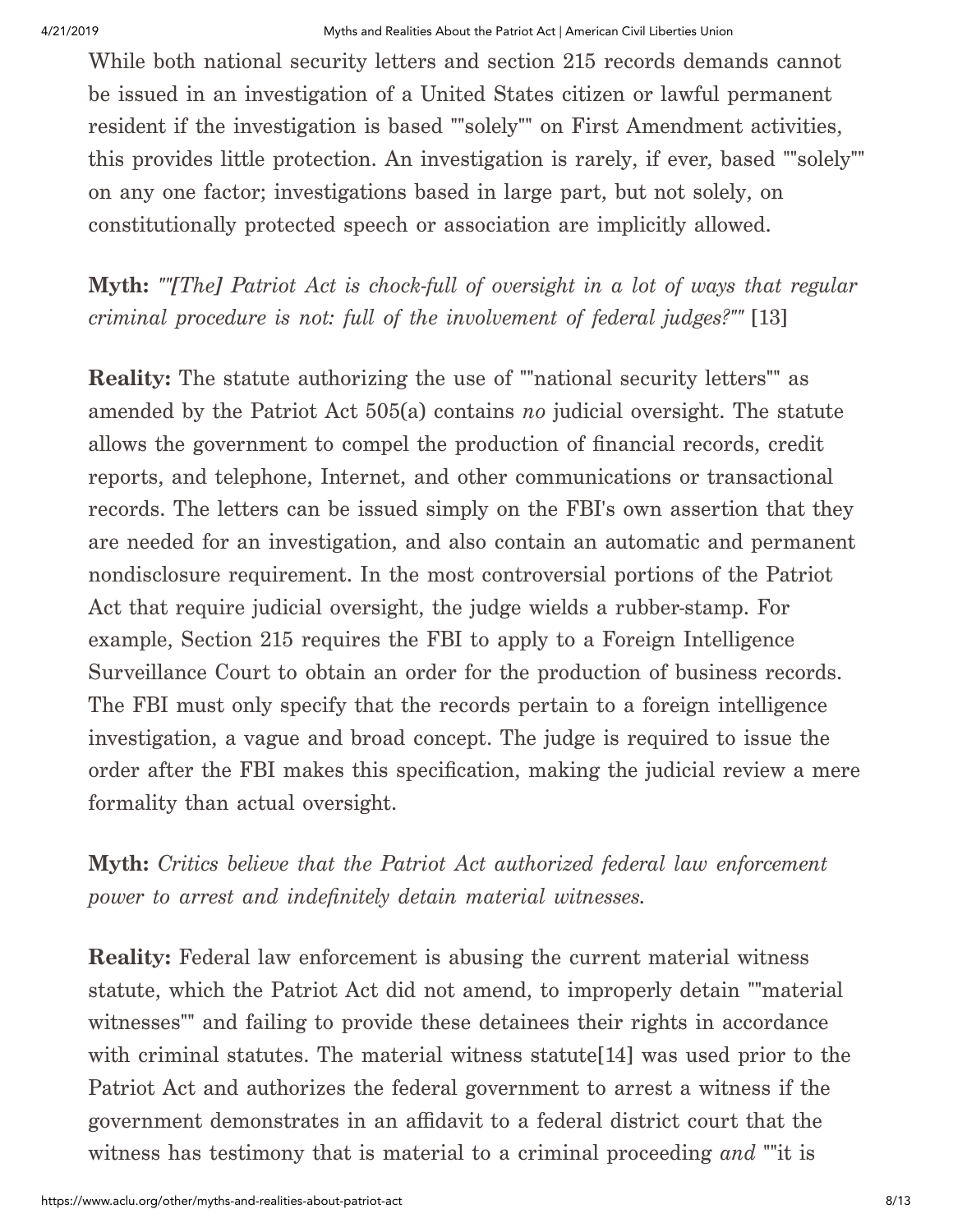While both national security letters and section 215 records demands cannot be issued in an investigation of a United States citizen or lawful permanent resident if the investigation is based ""solely"" on First Amendment activities, this provides little protection. An investigation is rarely, if ever, based ""solely"" on any one factor; investigations based in large part, but not solely, on constitutionally protected speech or association are implicitly allowed.

**Myth:** *""[The] Patriot Act is chock-full of oversight in a lot of ways that regular criminal procedure is not: full of the involvement of federal judges?""* [13]

**Reality:** The statute authorizing the use of ""national security letters"" as amended by the Patriot Act 505(a) contains *no* judicial oversight. The statute allows the government to compel the production of financial records, credit reports, and telephone, Internet, and other communications or transactional records. The letters can be issued simply on the FBI's own assertion that they are needed for an investigation, and also contain an automatic and permanent nondisclosure requirement. In the most controversial portions of the Patriot Act that require judicial oversight, the judge wields a rubber-stamp. For example, Section 215 requires the FBI to apply to a Foreign Intelligence Surveillance Court to obtain an order for the production of business records. The FBI must only specify that the records pertain to a foreign intelligence investigation, a vague and broad concept. The judge is required to issue the order after the FBI makes this specification, making the judicial review a mere formality than actual oversight.

**Myth:** *Critics believe that the Patriot Act authorized federal law enforcement power to arrest and indefinitely detain material witnesses.*

**Reality:** Federal law enforcement is abusing the current material witness statute, which the Patriot Act did not amend, to improperly detain ""material witnesses"" and failing to provide these detainees their rights in accordance with criminal statutes. The material witness statute[14] was used prior to the Patriot Act and authorizes the federal government to arrest a witness if the government demonstrates in an affidavit to a federal district court that the witness has testimony that is material to a criminal proceeding *and* ""it is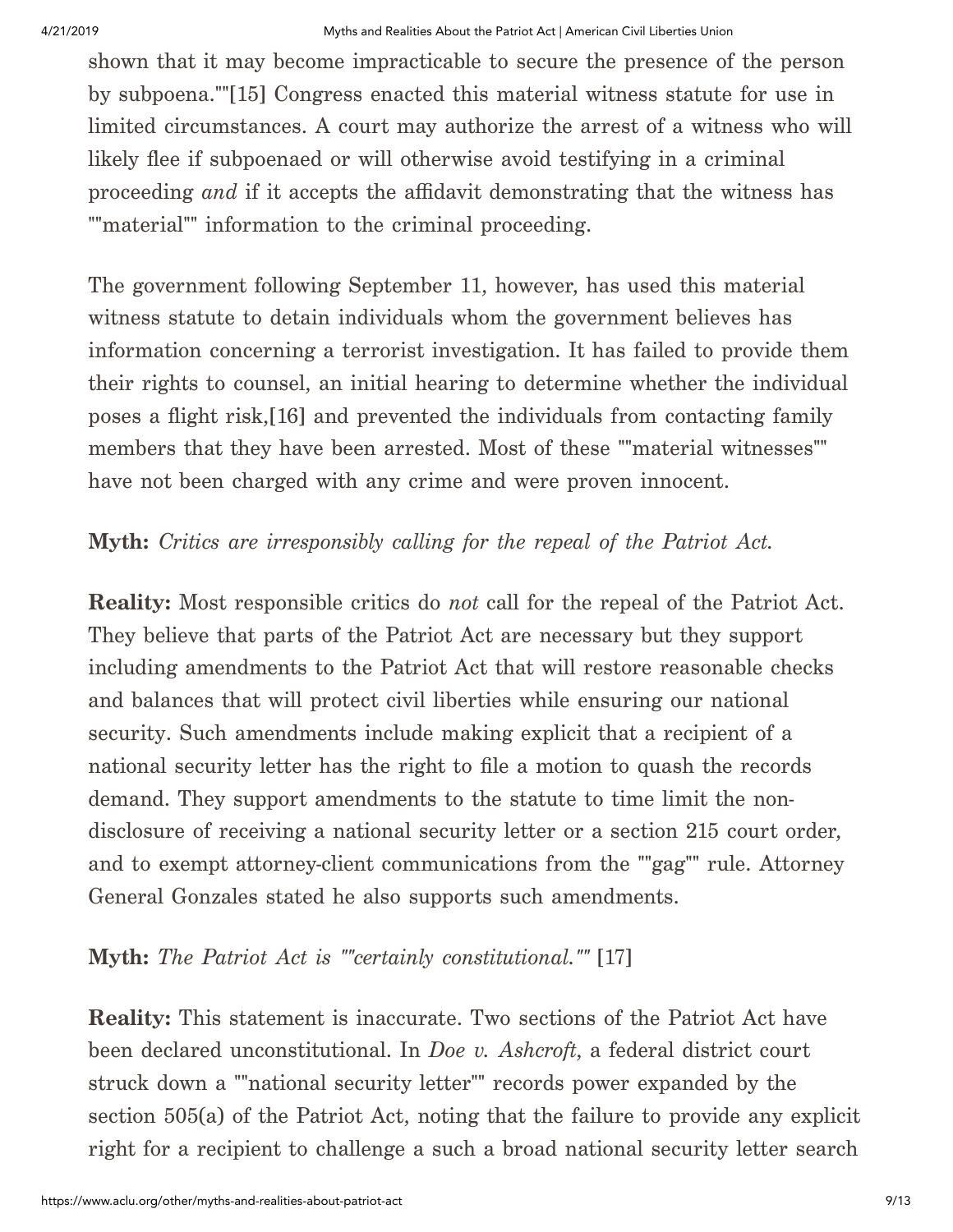shown that it may become impracticable to secure the presence of the person by subpoena.""[15] Congress enacted this material witness statute for use in limited circumstances. A court may authorize the arrest of a witness who will likely flee if subpoenaed or will otherwise avoid testifying in a criminal proceeding *and* if it accepts the affidavit demonstrating that the witness has ""material"" information to the criminal proceeding.

The government following September 11, however, has used this material witness statute to detain individuals whom the government believes has information concerning a terrorist investigation. It has failed to provide them their rights to counsel, an initial hearing to determine whether the individual poses a flight risk,[16] and prevented the individuals from contacting family members that they have been arrested. Most of these ""material witnesses"" have not been charged with any crime and were proven innocent.

**Myth:** *Critics are irresponsibly calling for the repeal of the Patriot Act.*

**Reality:** Most responsible critics do *not* call for the repeal of the Patriot Act. They believe that parts of the Patriot Act are necessary but they support including amendments to the Patriot Act that will restore reasonable checks and balances that will protect civil liberties while ensuring our national security. Such amendments include making explicit that a recipient of a national security letter has the right to file a motion to quash the records demand. They support amendments to the statute to time limit the non-disclosure of receiving a national security letter or a section 215 court order, and to exempt attorney-client communications from the ""gag"" rule. Attorney General Gonzales stated he also supports such amendments.

**Myth:** *The Patriot Act is ""certainly constitutional.""* [17]

**Reality:** This statement is inaccurate. Two sections of the Patriot Act have been declared unconstitutional. In *Doe v. Ashcroft*, a federal district court struck down a ""national security letter"" records power expanded by the section 505(a) of the Patriot Act, noting that the failure to provide any explicit right for a recipient to challenge a such a broad national security letter search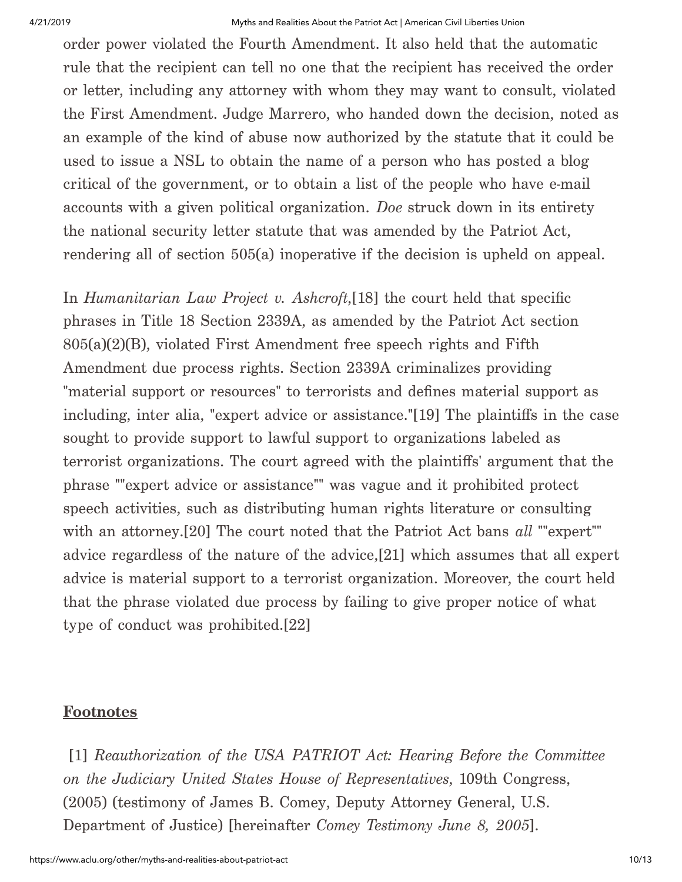order power violated the Fourth Amendment. It also held that the automatic rule that the recipient can tell no one that the recipient has received the order or letter, including any attorney with whom they may want to consult, violated the First Amendment. Judge Marrero, who handed down the decision, noted as an example of the kind of abuse now authorized by the statute that it could be used to issue a NSL to obtain the name of a person who has posted a blog critical of the government, or to obtain a list of the people who have e-mail accounts with a given political organization. *Doe* struck down in its entirety the national security letter statute that was amended by the Patriot Act, rendering all of section 505(a) inoperative if the decision is upheld on appeal.

In *Humanitarian Law Project v. Ashcroft*,[18] the court held that specific phrases in Title 18 Section 2339A, as amended by the Patriot Act section 805(a)(2)(B), violated First Amendment free speech rights and Fifth Amendment due process rights. Section 2339A criminalizes providing "material support or resources" to terrorists and defines material support as including, inter alia, "expert advice or assistance."[19] The plaintiffs in the case sought to provide support to lawful support to organizations labeled as terrorist organizations. The court agreed with the plaintiffs' argument that the phrase ""expert advice or assistance"" was vague and it prohibited protect speech activities, such as distributing human rights literature or consulting with an attorney.[20] The court noted that the Patriot Act bans *all* ""expert"" advice regardless of the nature of the advice,[21] which assumes that all expert advice is material support to a terrorist organization. Moreover, the court held that the phrase violated due process by failing to give proper notice of what type of conduct was prohibited.[22]

## Footnotes

[1] *Reauthorization of the USA PATRIOT Act: Hearing Before the Committee on the Judiciary United States House of Representatives*, 109th Congress, (2005) (testimony of James B. Comey, Deputy Attorney General, U.S. Department of Justice) [hereinafter *Comey Testimony June 8, 2005*].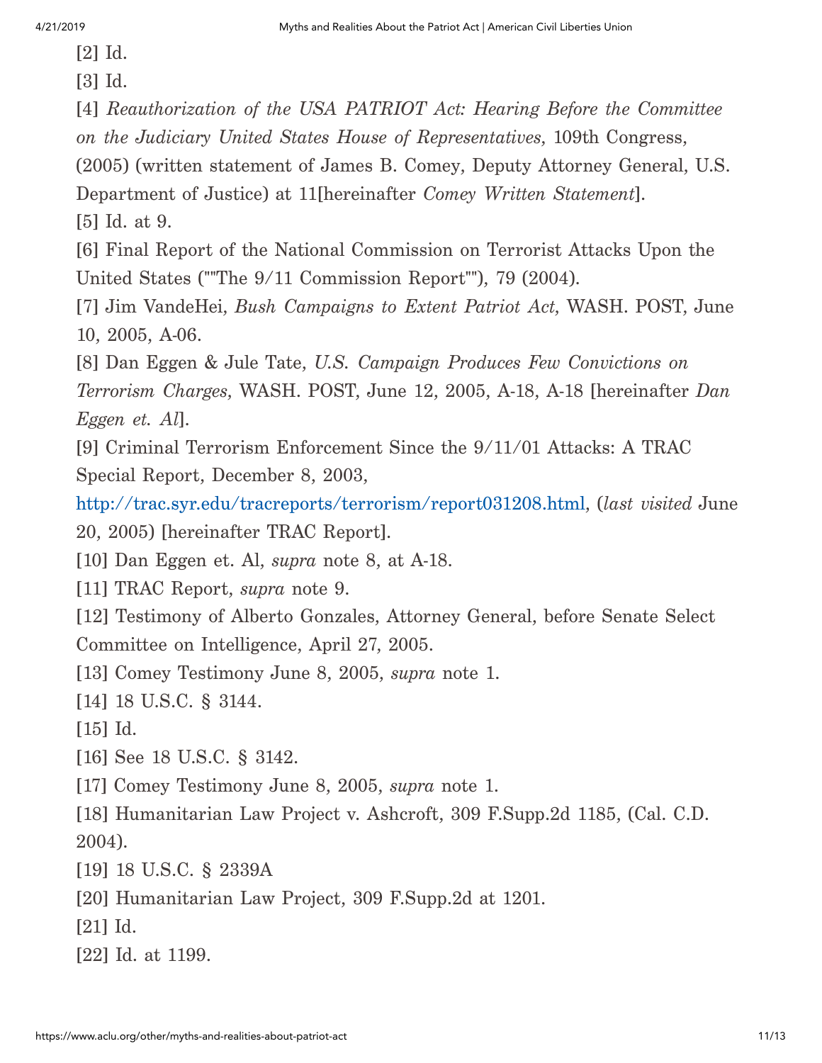[2] Id.

[3] Id.

[4] *Reauthorization of the USA PATRIOT Act: Hearing Before the Committee on the Judiciary United States House of Representatives*, 109th Congress, (2005) (written statement of James B. Comey, Deputy Attorney General, U.S. Department of Justice) at 11[hereinafter *Comey Written Statement*].

[5] Id. at 9.

[6] Final Report of the National Commission on Terrorist Attacks Upon the United States (""The 9/11 Commission Report""), 79 (2004).

[7] Jim VandeHei, *Bush Campaigns to Extent Patriot Act*, WASH. POST, June 10, 2005, A-06.

[8] Dan Eggen & Jule Tate, *U.S. Campaign Produces Few Convictions on Terrorism Charges*, WASH. POST, June 12, 2005, A-18, A-18 [hereinafter *Dan Eggen et. Al*].

[9] Criminal Terrorism Enforcement Since the 9/11/01 Attacks: A TRAC Special Report, December 8, 2003, http://trac.syr.edu/tracreports/terrorism/report031208.html, (*last visited* June 20, 2005) [hereinafter TRAC Report].

[10] Dan Eggen et. Al, *supra* note 8, at A-18.

[11] TRAC Report, *supra* note 9.

[12] Testimony of Alberto Gonzales, Attorney General, before Senate Select Committee on Intelligence, April 27, 2005.

[13] Comey Testimony June 8, 2005, *supra* note 1.

[14] 18 U.S.C. § 3144.

[15] Id.

[16] See 18 U.S.C. § 3142.

[17] Comey Testimony June 8, 2005, *supra* note 1.

[18] Humanitarian Law Project v. Ashcroft, 309 F.Supp.2d 1185, (Cal. C.D. 2004).

[19] 18 U.S.C. § 2339A

[20] Humanitarian Law Project, 309 F.Supp.2d at 1201.

[21] Id.

[22] Id. at 1199.